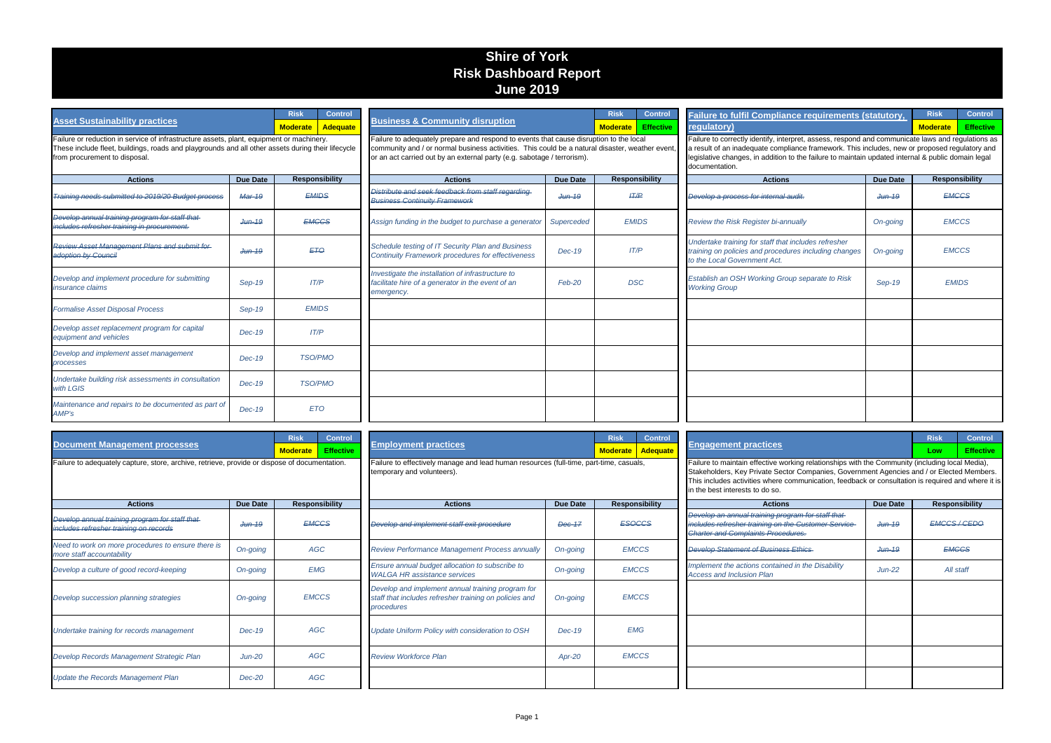# Shire of York
# Risk Dashboard Report
# June 2019

## Asset Sustainability practices

| Risk | Control |
|---|---|
| Moderate | Adequate |

Failure or reduction in service of infrastructure assets, plant, equipment or machinery. These include fleet, buildings, roads and playgrounds and all other assets during their lifecycle from procurement to disposal.

| Actions | Due Date | Responsibility |
|---|---|---|
| ~~Training needs submitted to 2019/20 Budget process~~ | ~~Mar-19~~ | ~~EMIDS~~ |
| ~~Develop annual training program for staff that includes refresher training in procurement~~ | ~~Jun-19~~ | ~~EMCCS~~ |
| ~~Review Asset Management Plans and submit for adoption by Council~~ | ~~Jun-19~~ | ~~ETO~~ |
| Develop and implement procedure for submitting insurance claims | Sep-19 | IT/P |
| Formalise Asset Disposal Process | Sep-19 | EMIDS |
| Develop asset replacement program for capital equipment and vehicles | Dec-19 | IT/P |
| Develop and implement asset management processes | Dec-19 | TSO/PMO |
| Undertake building risk assessments in consultation with LGIS | Dec-19 | TSO/PMO |
| Maintenance and repairs to be documented as part of AMP's | Dec-19 | ETO |

## Business & Community disruption

| Risk | Control |
|---|---|
| Moderate | Effective |

Failure to adequately prepare and respond to events that cause disruption to the local community and / or normal business activities. This could be a natural disaster, weather event, or an act carried out by an external party (e.g. sabotage / terrorism).

| Actions | Due Date | Responsibility |
|---|---|---|
| ~~Distribute and seek feedback from staff regarding Business Continuity Framework~~ | ~~Jun-19~~ | ~~IT/P~~ |
| Assign funding in the budget to purchase a generator | Superceded | EMIDS |
| Schedule testing of IT Security Plan and Business Continuity Framework procedures for effectiveness | Dec-19 | IT/P |
| Investigate the installation of infrastructure to facilitate hire of a generator in the event of an emergency. | Feb-20 | DSC |

## Failure to fulfil Compliance requirements (statutory, regulatory)

| Risk | Control |
|---|---|
| Moderate | Effective |

Failure to correctly identify, interpret, assess, respond and communicate laws and regulations as a result of an inadequate compliance framework. This includes, new or proposed regulatory and legislative changes, in addition to the failure to maintain updated internal & public domain legal documentation.

| Actions | Due Date | Responsibility |
|---|---|---|
| ~~Develop a process for internal audit.~~ | ~~Jun-19~~ | ~~EMCCS~~ |
| Review the Risk Register bi-annually | On-going | EMCCS |
| Undertake training for staff that includes refresher training on policies and procedures including changes to the Local Government Act. | On-going | EMCCS |
| Establish an OSH Working Group separate to Risk Working Group | Sep-19 | EMIDS |

## Document Management processes

| Risk | Control |
|---|---|
| Moderate | Effective |

Failure to adequately capture, store, archive, retrieve, provide or dispose of documentation.

| Actions | Due Date | Responsibility |
|---|---|---|
| ~~Develop annual training program for staff that includes refresher training on records~~ | ~~Jun-19~~ | ~~EMCCS~~ |
| Need to work on more procedures to ensure there is more staff accountability | On-going | AGC |
| Develop a culture of good record-keeping | On-going | EMG |
| Develop succession planning strategies | On-going | EMCCS |
| Undertake training for records management | Dec-19 | AGC |
| Develop Records Management Strategic Plan | Jun-20 | AGC |
| Update the Records Management Plan | Dec-20 | AGC |

## Employment practices

| Risk | Control |
|---|---|
| Moderate | Adequate |

Failure to effectively manage and lead human resources (full-time, part-time, casuals, temporary and volunteers).

| Actions | Due Date | Responsibility |
|---|---|---|
| ~~Develop and implement staff exit procedure~~ | ~~Dec-17~~ | ~~ESOCCS~~ |
| Review Performance Management Process annually | On-going | EMCCS |
| Ensure annual budget allocation to subscribe to WALGA HR assistance services | On-going | EMCCS |
| Develop and implement annual training program for staff that includes refresher training on policies and procedures | On-going | EMCCS |
| Update Uniform Policy with consideration to OSH | Dec-19 | EMG |
| Review Workforce Plan | Apr-20 | EMCCS |

## Engagement practices

| Risk | Control |
|---|---|
| Low | Effective |

Failure to maintain effective working relationships with the Community (including local Media), Stakeholders, Key Private Sector Companies, Government Agencies and / or Elected Members. This includes activities where communication, feedback or consultation is required and where it is in the best interests to do so.

| Actions | Due Date | Responsibility |
|---|---|---|
| ~~Develop an annual training program for staff that includes refresher training on the Customer Service Charter and Complaints Procedures.~~ | ~~Jun-19~~ | ~~EMCCS / CEDO~~ |
| ~~Develop Statement of Business Ethics~~ | ~~Jun-19~~ | ~~EMCCS~~ |
| Implement the actions contained in the Disability Access and Inclusion Plan | Jun-22 | All staff |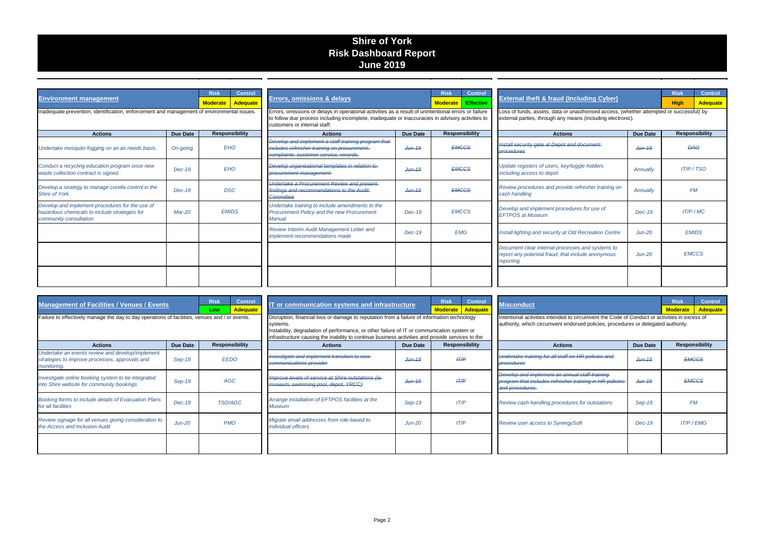# Shire of York
# Risk Dashboard Report
# June 2019

## Environment management

| Risk | Control |
|---|---|
| Moderate | Adequate |

Inadequate prevention, identification, enforcement and management of environmental issues.

| Actions | Due Date | Responsibility |
|---|---|---|
| *Undertake mosquito fogging on an as needs basis.* | *On-going* | *EHO* |
| *Conduct a recycling education program once new waste collection contract is signed.* | *Dec-19* | *EHO* |
| *Develop a strategy to manage corella control in the Shire of York.* | *Dec-19* | *DSC* |
| *Develop and implement procedures for the use of hazardous chemicals to include strategies for community consultation* | *Mar-20* | *EMIDS* |

## Errors, omissions & delays

| Risk | Control |
|---|---|
| Moderate | Effective |

Errors, omissions or delays in operational activities as a result of unintentional errors or failure to follow due process including incomplete, inadequate or inaccuracies in advisory activities to customers or internal staff.

| Actions | Due Date | Responsibility |
|---|---|---|
| ~~*Develop and implement a staff training program that includes refresher training on procurement, complaints, customer service, records.*~~ | ~~*Jun-19*~~ | ~~*EMCCS*~~ |
| ~~*Develop organisational templates in relation to procurement management*~~ | ~~*Jun-19*~~ | ~~*EMCCS*~~ |
| ~~*Undertake a Procurement Review and present findings and recommendations to the Audit Committee*~~ | ~~*Jun-19*~~ | ~~*EMCCS*~~ |
| *Undertake training to include amendments to the Procurement Policy and the new Procurement Manual* | *Dec-19* | *EMCCS* |
| *Review Interim Audit Management Letter and implement recommendations made* | *Dec-19* | *EMG* |

## External theft & fraud (Including Cyber)

| Risk | Control |
|---|---|
| High | Adequate |

Loss of funds, assets, data or unauthorised access, (whether attempted or successful) by external parties, through any means (including electronic).

| Actions | Due Date | Responsibility |
|---|---|---|
| ~~*Install security gate at Depot and document procedures*~~ | ~~*Jun-19*~~ | ~~*DAO*~~ |
| *Update registers of users, key/toggle holders including access to depot* | *Annually* | *IT/P / TSO* |
| *Review procedures and provide refresher training on cash handling* | *Annually* | *FM* |
| *Develop and implement procedures for use of EFTPOS at Museum* | *Dec-19* | *IT/P / MC* |
| *Install lighting and security at Old Recreation Centre* | *Jun-20* | *EMIDS* |
| *Document clear internal processes and systems to report any potential fraud, that include anonymous reporting* | *Jun-20* | *EMCCS* |

## Management of Facilities / Venues / Events

| Risk | Control |
|---|---|
| Low | Adequate |

Failure to effectively manage the day to day operations of facilities, venues and / or events.

| Actions | Due Date | Responsibility |
|---|---|---|
| *Undertake an events review and develop/implement strategies to improve processes, approvals and monitoring.* | *Sep-19* | *EEDO* |
| *Investigate online booking system to be integrated into Shire website for community bookings* | *Sep-19* | *AGC* |
| *Booking forms to include details of Evacuation Plans for all facilities* | *Dec-19* | *TSO/AGC* |
| *Review signage for all venues giving consideration to the Access and Inclusion Audit* | *Jun-20* | *PMO* |

## IT or communication systems and infrastructure

| Risk | Control |
|---|---|
| Moderate | Adequate |

Disruption, financial loss or damage to reputation from a failure of information technology systems.
Instability, degradation of performance, or other failure of IT or communication system or infrastructure causing the inability to continue business activities and provide services to the

| Actions | Due Date | Responsibility |
|---|---|---|
| ~~*Investigate and implement transition to new communications provider*~~ | ~~*Jun-19*~~ | ~~*IT/P*~~ |
| ~~*Improve levels of service at Shire outstations (ie museum, swimming pool, depot, YRCC)*~~ | ~~*Jun-19*~~ | ~~*IT/P*~~ |
| *Arrange installation of EFTPOS facilities at the Museum* | *Sep-19* | *IT/P* |
| *Migrate email addresses from role-based to individual officers* | *Jun-20* | *IT/P* |

## Misconduct

| Risk | Control |
|---|---|
| Moderate | Adequate |

Intentional activities intended to circumvent the Code of Conduct or activities in excess of authority, which circumvent endorsed policies, procedures or delegated authority.

| Actions | Due Date | Responsibility |
|---|---|---|
| ~~*Undertake training for all staff on HR policies and procedures*~~ | ~~*Jun-19*~~ | ~~*EMCCS*~~ |
| ~~*Develop and implement an annual staff training program that includes refresher training in HR policies and procedures.*~~ | ~~*Jun-19*~~ | ~~*EMCCS*~~ |
| *Review cash handling procedures for outstations* | *Sep-19* | *FM* |
| *Review user access to SynergySoft* | *Dec-19* | *IT/P / EMG* |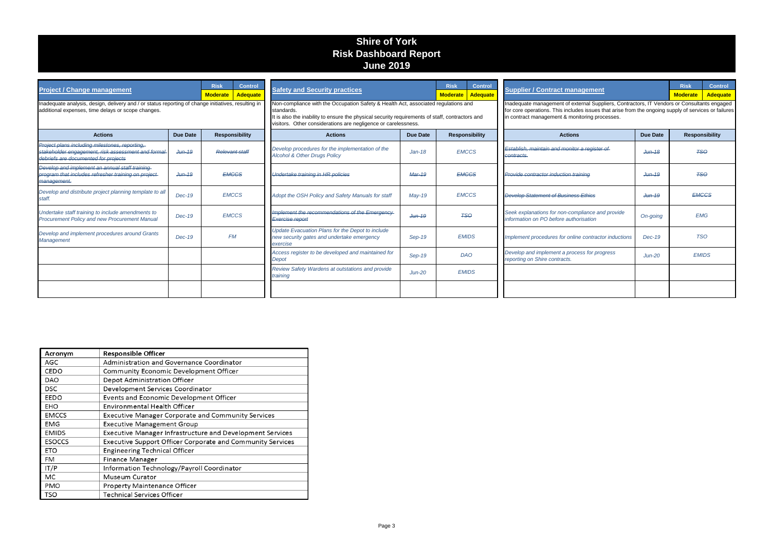# Shire of York
# Risk Dashboard Report
# June 2019

## Project / Change management

| Risk | Control |
|---|---|
| Moderate | Adequate |

Inadequate analysis, design, delivery and / or status reporting of change initiatives, resulting in additional expenses, time delays or scope changes.

| Actions | Due Date | Responsibility |
|---|---|---|
| ~~Project plans including milestones, reporting, stakeholder engagement, risk assessment and formal debriefs are documented for projects~~ | ~~Jun-19~~ | ~~Relevant staff~~ |
| ~~Develop and implement an annual staff training program that includes refresher training on project management.~~ | ~~Jun-19~~ | ~~EMCCS~~ |
| *Develop and distribute project planning template to all staff.* | *Dec-19* | *EMCCS* |
| *Undertake staff training to include amendments to Procurement Policy and new Procurement Manual* | *Dec-19* | *EMCCS* |
| *Develop and implement procedures around Grants Management* | *Dec-19* | *FM* |

## Safety and Security practices

| Risk | Control |
|---|---|
| Moderate | Adequate |

Non-compliance with the Occupation Safety & Health Act, associated regulations and standards.
It is also the inability to ensure the physical security requirements of staff, contractors and visitors. Other considerations are negligence or carelessness.

| Actions | Due Date | Responsibility |
|---|---|---|
| *Develop procedures for the implementation of the Alcohol & Other Drugs Policy* | *Jan-18* | *EMCCS* |
| ~~Undertake training in HR policies~~ | ~~Mar-19~~ | ~~EMCCS~~ |
| *Adopt the OSH Policy and Safety Manuals for staff* | *May-19* | *EMCCS* |
| ~~Implement the recommendations of the Emergency Exercise report~~ | ~~Jun-19~~ | ~~TSO~~ |
| *Update Evacuation Plans for the Depot to include new security gates and undertake emergency exercise* | *Sep-19* | *EMIDS* |
| *Access register to be developed and maintained for Depot* | *Sep-19* | *DAO* |
| *Review Safety Wardens at outstations and provide training* | *Jun-20* | *EMIDS* |

## Supplier / Contract management

| Risk | Control |
|---|---|
| Moderate | Adequate |

Inadequate management of external Suppliers, Contractors, IT Vendors or Consultants engaged for core operations. This includes issues that arise from the ongoing supply of services or failures in contract management & monitoring processes.

| Actions | Due Date | Responsibility |
|---|---|---|
| ~~Establish, maintain and monitor a register of contracts.~~ | ~~Jun-18~~ | ~~TSO~~ |
| ~~Provide contractor induction training~~ | ~~Jun-19~~ | ~~TSO~~ |
| ~~Develop Statement of Business Ethics~~ | ~~Jun-19~~ | ~~EMCCS~~ |
| *Seek explanations for non-compliance and provide information on PO before authorisation* | *On-going* | *EMG* |
| *Implement procedures for online contractor inductions* | *Dec-19* | *TSO* |
| *Develop and implement a process for progress reporting on Shire contracts.* | *Jun-20* | *EMIDS* |

| Acronym | Responsible Officer |
|---|---|
| AGC | Administration and Governance Coordinator |
| CEDO | Community Economic Development Officer |
| DAO | Depot Administration Officer |
| DSC | Development Services Coordinator |
| EEDO | Events and Economic Development Officer |
| EHO | Environmental Health Officer |
| EMCCS | Executive Manager Corporate and Community Services |
| EMG | Executive Management Group |
| EMIDS | Executive Manager Infrastructure and Development Services |
| ESOCCS | Executive Support Officer Corporate and Community Services |
| ETO | Engineering Technical Officer |
| FM | Finance Manager |
| IT/P | Information Technology/Payroll Coordinator |
| MC | Museum Curator |
| PMO | Property Maintenance Officer |
| TSO | Technical Services Officer |